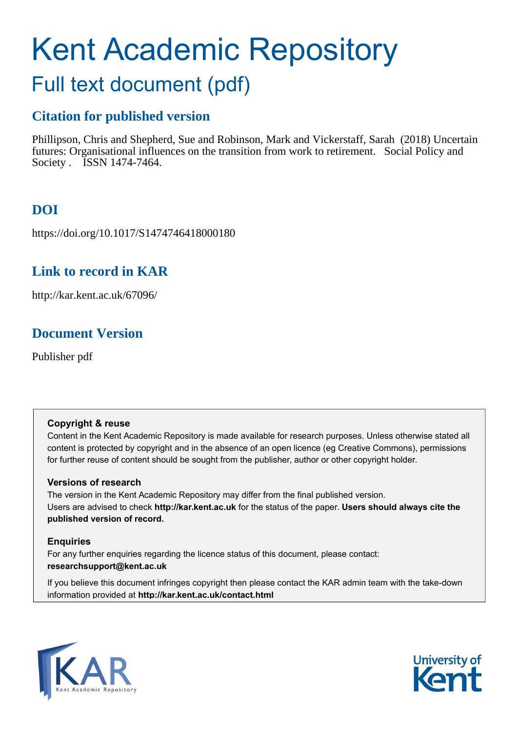# Kent Academic Repository

## Full text document (pdf)

### Citation for published version

Phillipson, Chris and Shepherd, Sue and Robinson, Mark and Vickerstaff, Sarah (2018) Uncertain futures: Organisational influences on the transition from work to retirement. Social Policy and Society . ISSN 1474-7464.

### DOI

https://doi.org/10.1017/S1474746418000180

### Link to record in KAR

http://kar.kent.ac.uk/67096/

### Document Version

Publisher pdf

**Copyright & reuse**

Content in the Kent Academic Repository is made available for research purposes. Unless otherwise stated all content is protected by copyright and in the absence of an open licence (eg Creative Commons), permissions for further reuse of content should be sought from the publisher, author or other copyright holder.

**Versions of research**

The version in the Kent Academic Repository may differ from the final published version. Users are advised to check **http://kar.kent.ac.uk** for the status of the paper. **Users should always cite the published version of record.**

**Enquiries**

For any further enquiries regarding the licence status of this document, please contact: **researchsupport@kent.ac.uk**

If you believe this document infringes copyright then please contact the KAR admin team with the take-down information provided at **http://kar.kent.ac.uk/contact.html**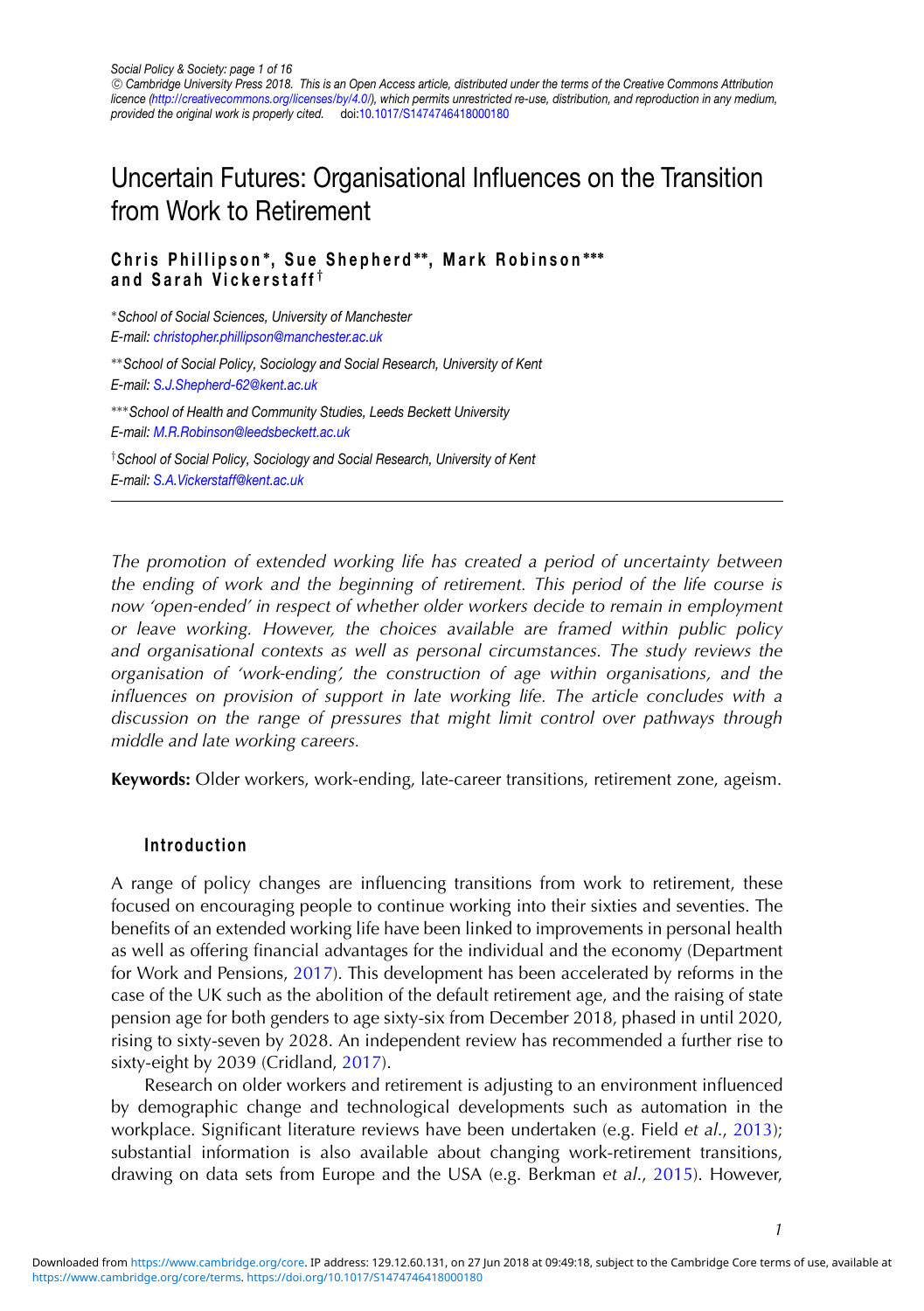Social Policy & Society: page 1 of 16
© Cambridge University Press 2018. This is an Open Access article, distributed under the terms of the Creative Commons Attribution licence (http://creativecommons.org/licenses/by/4.0/), which permits unrestricted re-use, distribution, and reproduction in any medium, provided the original work is properly cited. doi:10.1017/S1474746418000180

# Uncertain Futures: Organisational Influences on the Transition from Work to Retirement

**Chris Phillipson\*, Sue Shepherd\*\*, Mark Robinson\*\*\* and Sarah Vickerstaff†**

\*School of Social Sciences, University of Manchester
E-mail: christopher.phillipson@manchester.ac.uk

\*\*School of Social Policy, Sociology and Social Research, University of Kent
E-mail: S.J.Shepherd-62@kent.ac.uk

\*\*\*School of Health and Community Studies, Leeds Beckett University
E-mail: M.R.Robinson@leedsbeckett.ac.uk

†School of Social Policy, Sociology and Social Research, University of Kent
E-mail: S.A.Vickerstaff@kent.ac.uk

---

*The promotion of extended working life has created a period of uncertainty between the ending of work and the beginning of retirement. This period of the life course is now 'open-ended' in respect of whether older workers decide to remain in employment or leave working. However, the choices available are framed within public policy and organisational contexts as well as personal circumstances. The study reviews the organisation of 'work-ending', the construction of age within organisations, and the influences on provision of support in late working life. The article concludes with a discussion on the range of pressures that might limit control over pathways through middle and late working careers.*

**Keywords:** Older workers, work-ending, late-career transitions, retirement zone, ageism.

## Introduction

A range of policy changes are influencing transitions from work to retirement, these focused on encouraging people to continue working into their sixties and seventies. The benefits of an extended working life have been linked to improvements in personal health as well as offering financial advantages for the individual and the economy (Department for Work and Pensions, 2017). This development has been accelerated by reforms in the case of the UK such as the abolition of the default retirement age, and the raising of state pension age for both genders to age sixty-six from December 2018, phased in until 2020, rising to sixty-seven by 2028. An independent review has recommended a further rise to sixty-eight by 2039 (Cridland, 2017).

Research on older workers and retirement is adjusting to an environment influenced by demographic change and technological developments such as automation in the workplace. Significant literature reviews have been undertaken (e.g. Field *et al.*, 2013); substantial information is also available about changing work-retirement transitions, drawing on data sets from Europe and the USA (e.g. Berkman *et al.*, 2015). However,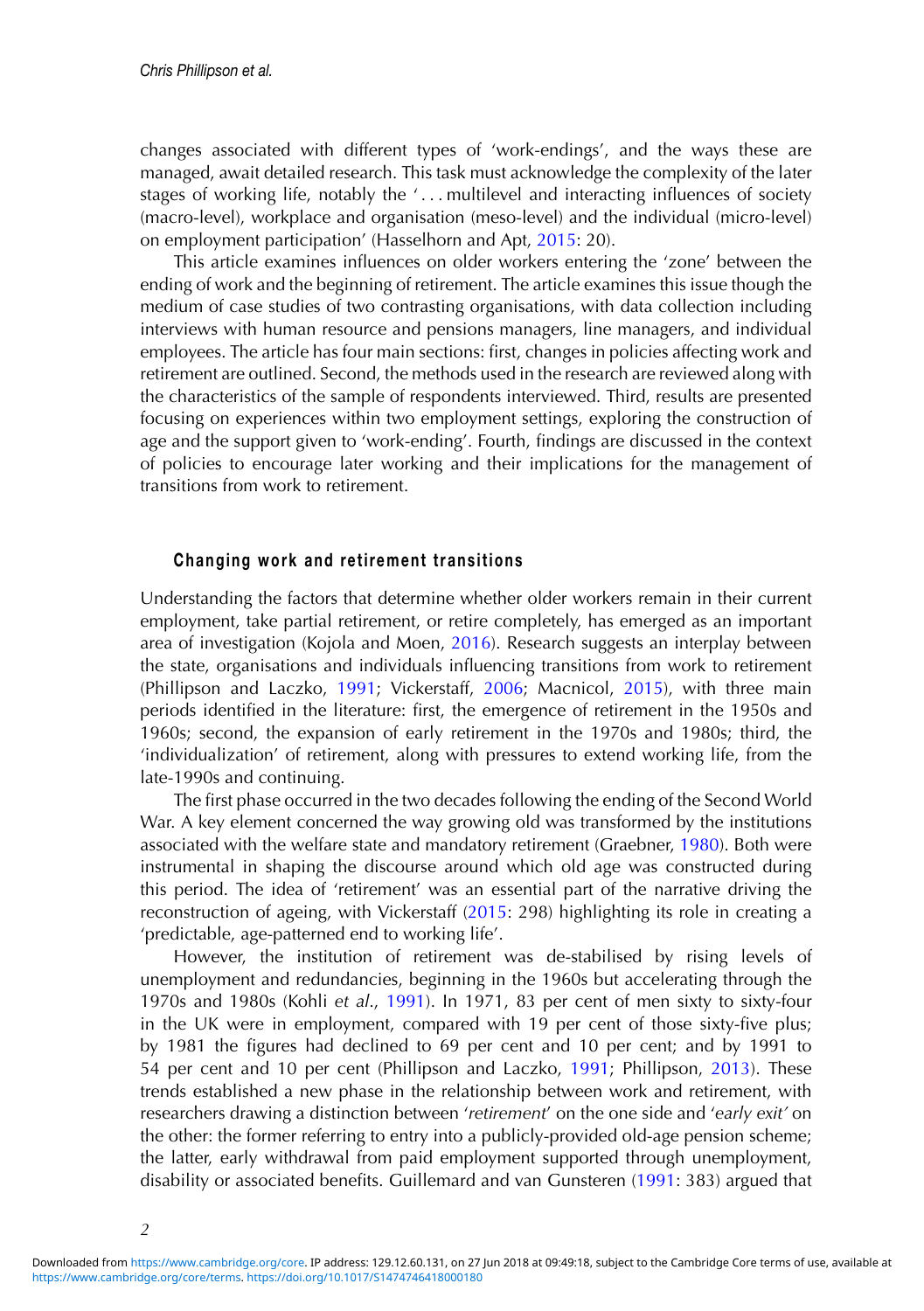changes associated with different types of 'work-endings', and the ways these are managed, await detailed research. This task must acknowledge the complexity of the later stages of working life, notably the '... multilevel and interacting influences of society (macro-level), workplace and organisation (meso-level) and the individual (micro-level) on employment participation' (Hasselhorn and Apt, 2015: 20).

This article examines influences on older workers entering the 'zone' between the ending of work and the beginning of retirement. The article examines this issue though the medium of case studies of two contrasting organisations, with data collection including interviews with human resource and pensions managers, line managers, and individual employees. The article has four main sections: first, changes in policies affecting work and retirement are outlined. Second, the methods used in the research are reviewed along with the characteristics of the sample of respondents interviewed. Third, results are presented focusing on experiences within two employment settings, exploring the construction of age and the support given to 'work-ending'. Fourth, findings are discussed in the context of policies to encourage later working and their implications for the management of transitions from work to retirement.

## Changing work and retirement transitions

Understanding the factors that determine whether older workers remain in their current employment, take partial retirement, or retire completely, has emerged as an important area of investigation (Kojola and Moen, 2016). Research suggests an interplay between the state, organisations and individuals influencing transitions from work to retirement (Phillipson and Laczko, 1991; Vickerstaff, 2006; Macnicol, 2015), with three main periods identified in the literature: first, the emergence of retirement in the 1950s and 1960s; second, the expansion of early retirement in the 1970s and 1980s; third, the 'individualization' of retirement, along with pressures to extend working life, from the late-1990s and continuing.

The first phase occurred in the two decades following the ending of the Second World War. A key element concerned the way growing old was transformed by the institutions associated with the welfare state and mandatory retirement (Graebner, 1980). Both were instrumental in shaping the discourse around which old age was constructed during this period. The idea of 'retirement' was an essential part of the narrative driving the reconstruction of ageing, with Vickerstaff (2015: 298) highlighting its role in creating a 'predictable, age-patterned end to working life'.

However, the institution of retirement was de-stabilised by rising levels of unemployment and redundancies, beginning in the 1960s but accelerating through the 1970s and 1980s (Kohli *et al.*, 1991). In 1971, 83 per cent of men sixty to sixty-four in the UK were in employment, compared with 19 per cent of those sixty-five plus; by 1981 the figures had declined to 69 per cent and 10 per cent; and by 1991 to 54 per cent and 10 per cent (Phillipson and Laczko, 1991; Phillipson, 2013). These trends established a new phase in the relationship between work and retirement, with researchers drawing a distinction between '*retirement*' on the one side and '*early exit'* on the other: the former referring to entry into a publicly-provided old-age pension scheme; the latter, early withdrawal from paid employment supported through unemployment, disability or associated benefits. Guillemard and van Gunsteren (1991: 383) argued that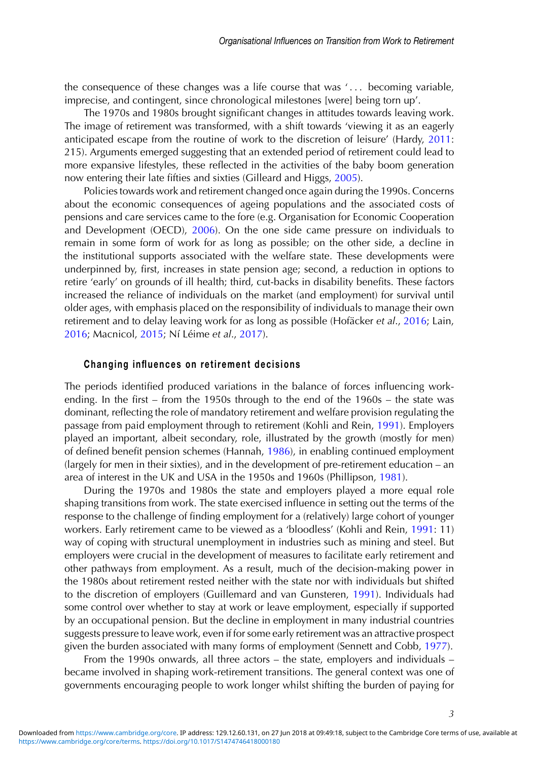the consequence of these changes was a life course that was '... becoming variable, imprecise, and contingent, since chronological milestones [were] being torn up'.

The 1970s and 1980s brought significant changes in attitudes towards leaving work. The image of retirement was transformed, with a shift towards 'viewing it as an eagerly anticipated escape from the routine of work to the discretion of leisure' (Hardy, 2011: 215). Arguments emerged suggesting that an extended period of retirement could lead to more expansive lifestyles, these reflected in the activities of the baby boom generation now entering their late fifties and sixties (Gilleard and Higgs, 2005).

Policies towards work and retirement changed once again during the 1990s. Concerns about the economic consequences of ageing populations and the associated costs of pensions and care services came to the fore (e.g. Organisation for Economic Cooperation and Development (OECD), 2006). On the one side came pressure on individuals to remain in some form of work for as long as possible; on the other side, a decline in the institutional supports associated with the welfare state. These developments were underpinned by, first, increases in state pension age; second, a reduction in options to retire 'early' on grounds of ill health; third, cut-backs in disability benefits. These factors increased the reliance of individuals on the market (and employment) for survival until older ages, with emphasis placed on the responsibility of individuals to manage their own retirement and to delay leaving work for as long as possible (Hofäcker *et al.*, 2016; Lain, 2016; Macnicol, 2015; Ní Léime *et al.*, 2017).

## Changing influences on retirement decisions

The periods identified produced variations in the balance of forces influencing work-ending. In the first – from the 1950s through to the end of the 1960s – the state was dominant, reflecting the role of mandatory retirement and welfare provision regulating the passage from paid employment through to retirement (Kohli and Rein, 1991). Employers played an important, albeit secondary, role, illustrated by the growth (mostly for men) of defined benefit pension schemes (Hannah, 1986), in enabling continued employment (largely for men in their sixties), and in the development of pre-retirement education – an area of interest in the UK and USA in the 1950s and 1960s (Phillipson, 1981).

During the 1970s and 1980s the state and employers played a more equal role shaping transitions from work. The state exercised influence in setting out the terms of the response to the challenge of finding employment for a (relatively) large cohort of younger workers. Early retirement came to be viewed as a 'bloodless' (Kohli and Rein, 1991: 11) way of coping with structural unemployment in industries such as mining and steel. But employers were crucial in the development of measures to facilitate early retirement and other pathways from employment. As a result, much of the decision-making power in the 1980s about retirement rested neither with the state nor with individuals but shifted to the discretion of employers (Guillemard and van Gunsteren, 1991). Individuals had some control over whether to stay at work or leave employment, especially if supported by an occupational pension. But the decline in employment in many industrial countries suggests pressure to leave work, even if for some early retirement was an attractive prospect given the burden associated with many forms of employment (Sennett and Cobb, 1977).

From the 1990s onwards, all three actors – the state, employers and individuals – became involved in shaping work-retirement transitions. The general context was one of governments encouraging people to work longer whilst shifting the burden of paying for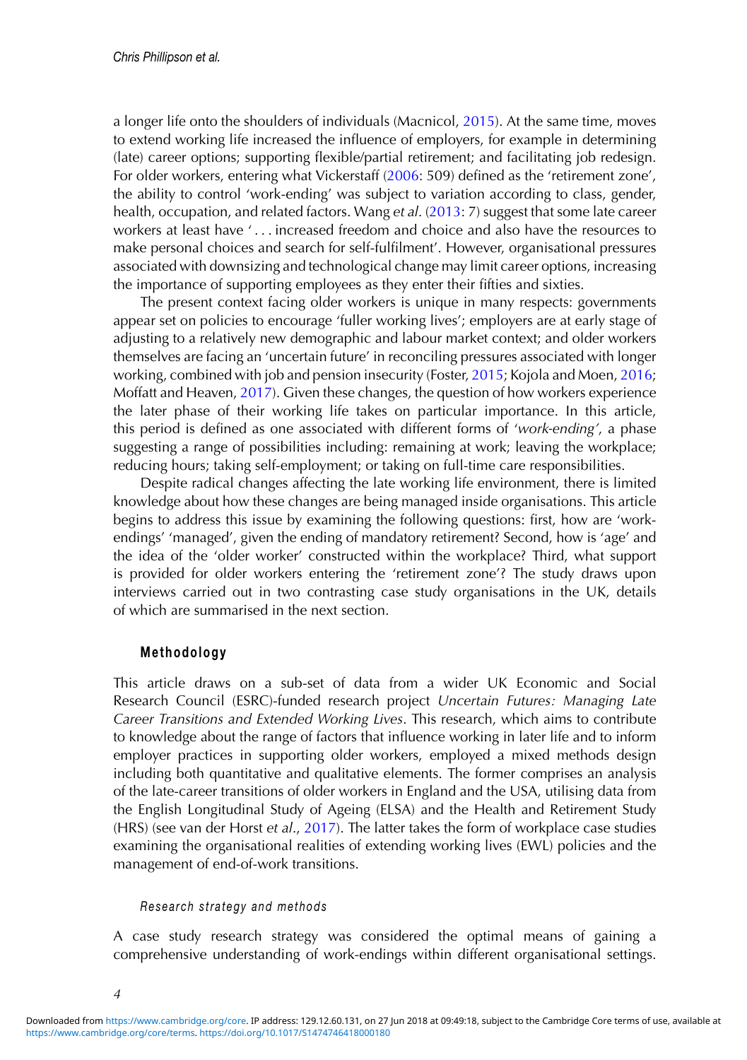a longer life onto the shoulders of individuals (Macnicol, 2015). At the same time, moves to extend working life increased the influence of employers, for example in determining (late) career options; supporting flexible/partial retirement; and facilitating job redesign. For older workers, entering what Vickerstaff (2006: 509) defined as the 'retirement zone', the ability to control 'work-ending' was subject to variation according to class, gender, health, occupation, and related factors. Wang *et al*. (2013: 7) suggest that some late career workers at least have ' . . . increased freedom and choice and also have the resources to make personal choices and search for self-fulfilment'. However, organisational pressures associated with downsizing and technological change may limit career options, increasing the importance of supporting employees as they enter their fifties and sixties.

The present context facing older workers is unique in many respects: governments appear set on policies to encourage 'fuller working lives'; employers are at early stage of adjusting to a relatively new demographic and labour market context; and older workers themselves are facing an 'uncertain future' in reconciling pressures associated with longer working, combined with job and pension insecurity (Foster, 2015; Kojola and Moen, 2016; Moffatt and Heaven, 2017). Given these changes, the question of how workers experience the later phase of their working life takes on particular importance. In this article, this period is defined as one associated with different forms of '*work-ending'*, a phase suggesting a range of possibilities including: remaining at work; leaving the workplace; reducing hours; taking self-employment; or taking on full-time care responsibilities.

Despite radical changes affecting the late working life environment, there is limited knowledge about how these changes are being managed inside organisations. This article begins to address this issue by examining the following questions: first, how are 'work-endings' 'managed', given the ending of mandatory retirement? Second, how is 'age' and the idea of the 'older worker' constructed within the workplace? Third, what support is provided for older workers entering the 'retirement zone'? The study draws upon interviews carried out in two contrasting case study organisations in the UK, details of which are summarised in the next section.

## Methodology

This article draws on a sub-set of data from a wider UK Economic and Social Research Council (ESRC)-funded research project *Uncertain Futures: Managing Late Career Transitions and Extended Working Lives*. This research, which aims to contribute to knowledge about the range of factors that influence working in later life and to inform employer practices in supporting older workers, employed a mixed methods design including both quantitative and qualitative elements. The former comprises an analysis of the late-career transitions of older workers in England and the USA, utilising data from the English Longitudinal Study of Ageing (ELSA) and the Health and Retirement Study (HRS) (see van der Horst *et al*., 2017). The latter takes the form of workplace case studies examining the organisational realities of extending working lives (EWL) policies and the management of end-of-work transitions.

### *Research strategy and methods*

A case study research strategy was considered the optimal means of gaining a comprehensive understanding of work-endings within different organisational settings.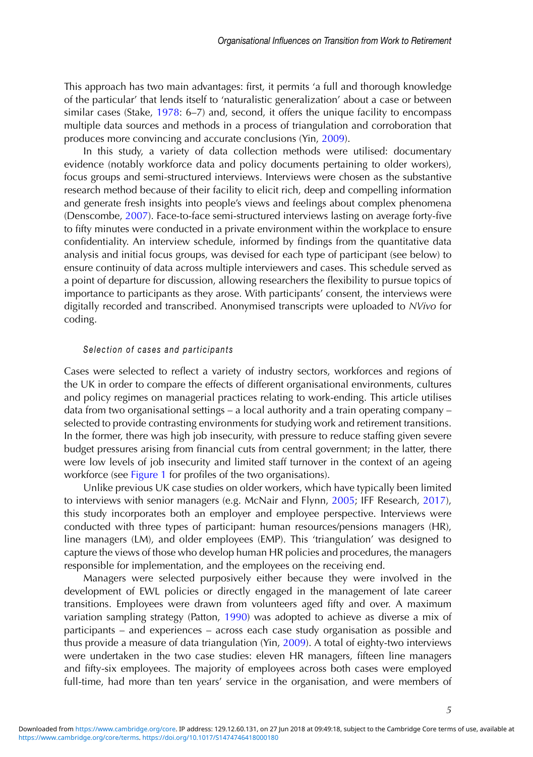This approach has two main advantages: first, it permits 'a full and thorough knowledge of the particular' that lends itself to 'naturalistic generalization' about a case or between similar cases (Stake, 1978: 6–7) and, second, it offers the unique facility to encompass multiple data sources and methods in a process of triangulation and corroboration that produces more convincing and accurate conclusions (Yin, 2009).

In this study, a variety of data collection methods were utilised: documentary evidence (notably workforce data and policy documents pertaining to older workers), focus groups and semi-structured interviews. Interviews were chosen as the substantive research method because of their facility to elicit rich, deep and compelling information and generate fresh insights into people's views and feelings about complex phenomena (Denscombe, 2007). Face-to-face semi-structured interviews lasting on average forty-five to fifty minutes were conducted in a private environment within the workplace to ensure confidentiality. An interview schedule, informed by findings from the quantitative data analysis and initial focus groups, was devised for each type of participant (see below) to ensure continuity of data across multiple interviewers and cases. This schedule served as a point of departure for discussion, allowing researchers the flexibility to pursue topics of importance to participants as they arose. With participants' consent, the interviews were digitally recorded and transcribed. Anonymised transcripts were uploaded to *NVivo* for coding.

### *Selection of cases and participants*

Cases were selected to reflect a variety of industry sectors, workforces and regions of the UK in order to compare the effects of different organisational environments, cultures and policy regimes on managerial practices relating to work-ending. This article utilises data from two organisational settings – a local authority and a train operating company – selected to provide contrasting environments for studying work and retirement transitions. In the former, there was high job insecurity, with pressure to reduce staffing given severe budget pressures arising from financial cuts from central government; in the latter, there were low levels of job insecurity and limited staff turnover in the context of an ageing workforce (see Figure 1 for profiles of the two organisations).

Unlike previous UK case studies on older workers, which have typically been limited to interviews with senior managers (e.g. McNair and Flynn, 2005; IFF Research, 2017), this study incorporates both an employer and employee perspective. Interviews were conducted with three types of participant: human resources/pensions managers (HR), line managers (LM), and older employees (EMP). This 'triangulation' was designed to capture the views of those who develop human HR policies and procedures, the managers responsible for implementation, and the employees on the receiving end.

Managers were selected purposively either because they were involved in the development of EWL policies or directly engaged in the management of late career transitions. Employees were drawn from volunteers aged fifty and over. A maximum variation sampling strategy (Patton, 1990) was adopted to achieve as diverse a mix of participants – and experiences – across each case study organisation as possible and thus provide a measure of data triangulation (Yin, 2009). A total of eighty-two interviews were undertaken in the two case studies: eleven HR managers, fifteen line managers and fifty-six employees. The majority of employees across both cases were employed full-time, had more than ten years' service in the organisation, and were members of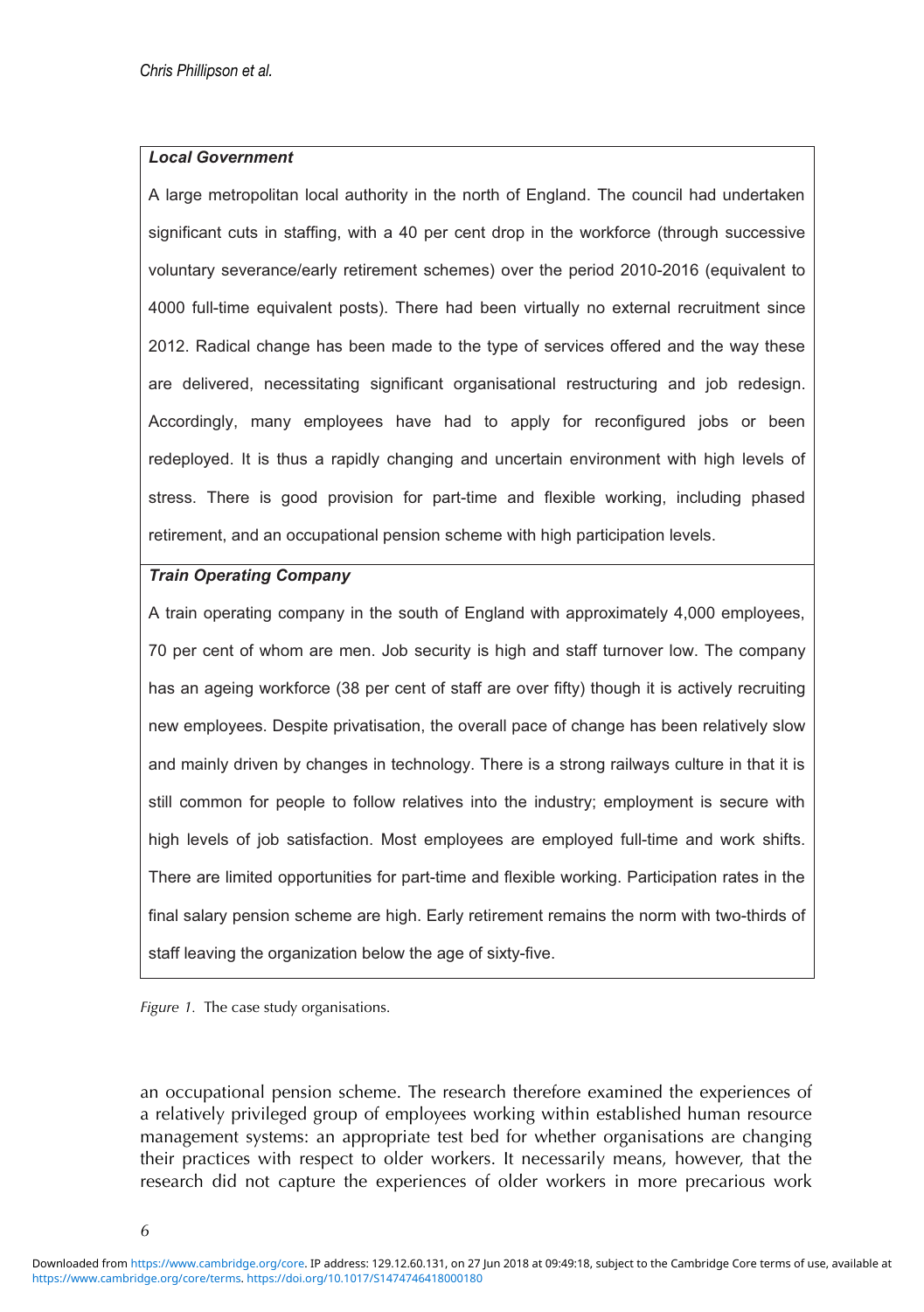| **_Local Government_** |
|---|
| A large metropolitan local authority in the north of England. The council had undertaken significant cuts in staffing, with a 40 per cent drop in the workforce (through successive voluntary severance/early retirement schemes) over the period 2010-2016 (equivalent to 4000 full-time equivalent posts). There had been virtually no external recruitment since 2012. Radical change has been made to the type of services offered and the way these are delivered, necessitating significant organisational restructuring and job redesign. Accordingly, many employees have had to apply for reconfigured jobs or been redeployed. It is thus a rapidly changing and uncertain environment with high levels of stress. There is good provision for part-time and flexible working, including phased retirement, and an occupational pension scheme with high participation levels. |
| **_Train Operating Company_** |
| A train operating company in the south of England with approximately 4,000 employees, 70 per cent of whom are men. Job security is high and staff turnover low. The company has an ageing workforce (38 per cent of staff are over fifty) though it is actively recruiting new employees. Despite privatisation, the overall pace of change has been relatively slow and mainly driven by changes in technology. There is a strong railways culture in that it is still common for people to follow relatives into the industry; employment is secure with high levels of job satisfaction. Most employees are employed full-time and work shifts. There are limited opportunities for part-time and flexible working. Participation rates in the final salary pension scheme are high. Early retirement remains the norm with two-thirds of staff leaving the organization below the age of sixty-five. |

*Figure 1.* The case study organisations.

an occupational pension scheme. The research therefore examined the experiences of a relatively privileged group of employees working within established human resource management systems: an appropriate test bed for whether organisations are changing their practices with respect to older workers. It necessarily means, however, that the research did not capture the experiences of older workers in more precarious work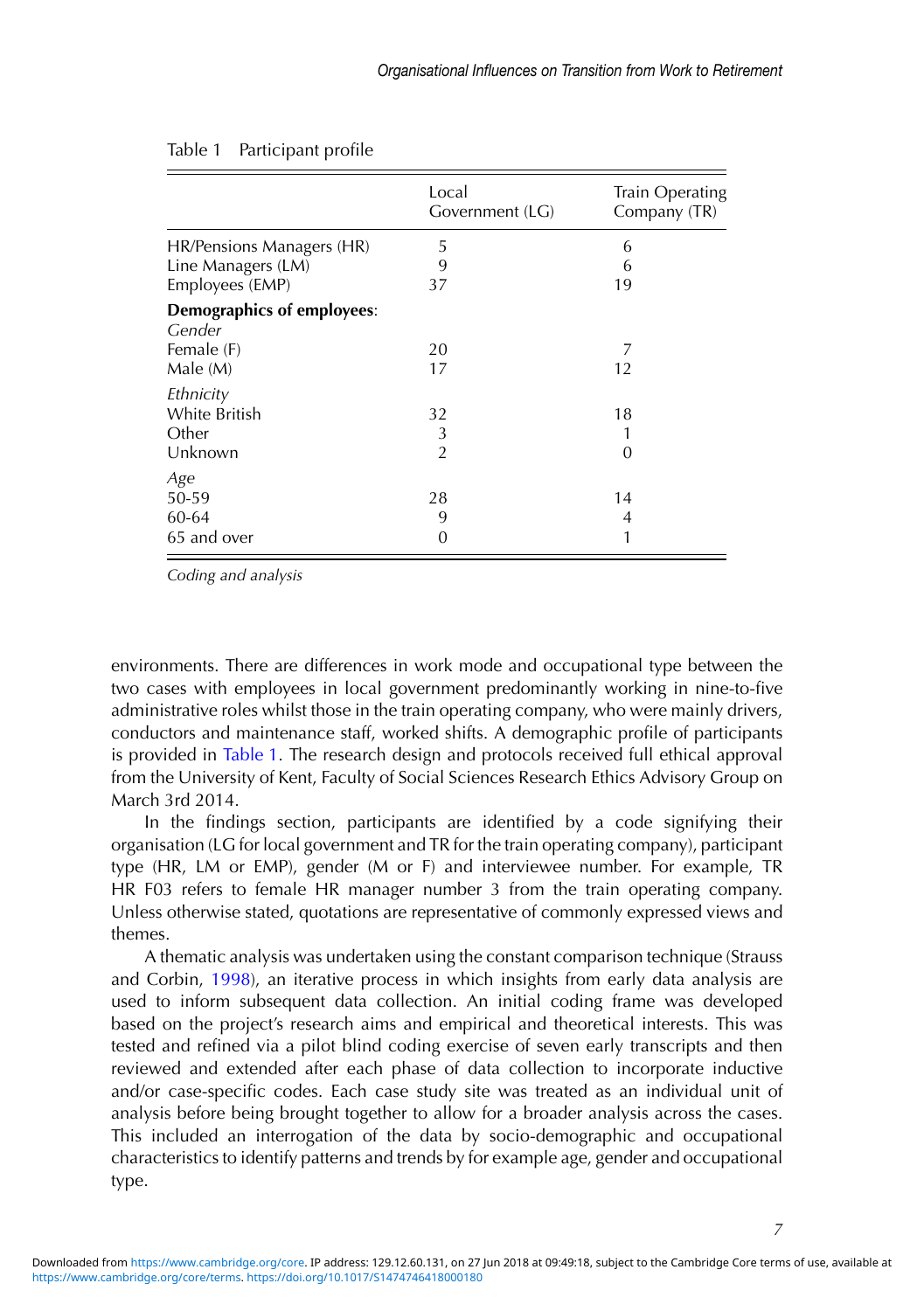Table 1 Participant profile

| | Local Government (LG) | Train Operating Company (TR) |
|---|---|---|
| HR/Pensions Managers (HR) | 5 | 6 |
| Line Managers (LM) | 9 | 6 |
| Employees (EMP) | 37 | 19 |
| **Demographics of employees**: | | |
| *Gender* | | |
| Female (F) | 20 | 7 |
| Male (M) | 17 | 12 |
| *Ethnicity* | | |
| White British | 32 | 18 |
| Other | 3 | 1 |
| Unknown | 2 | 0 |
| *Age* | | |
| 50-59 | 28 | 14 |
| 60-64 | 9 | 4 |
| 65 and over | 0 | 1 |

*Coding and analysis*

environments. There are differences in work mode and occupational type between the two cases with employees in local government predominantly working in nine-to-five administrative roles whilst those in the train operating company, who were mainly drivers, conductors and maintenance staff, worked shifts. A demographic profile of participants is provided in Table 1. The research design and protocols received full ethical approval from the University of Kent, Faculty of Social Sciences Research Ethics Advisory Group on March 3rd 2014.

In the findings section, participants are identified by a code signifying their organisation (LG for local government and TR for the train operating company), participant type (HR, LM or EMP), gender (M or F) and interviewee number. For example, TR HR F03 refers to female HR manager number 3 from the train operating company. Unless otherwise stated, quotations are representative of commonly expressed views and themes.

A thematic analysis was undertaken using the constant comparison technique (Strauss and Corbin, 1998), an iterative process in which insights from early data analysis are used to inform subsequent data collection. An initial coding frame was developed based on the project's research aims and empirical and theoretical interests. This was tested and refined via a pilot blind coding exercise of seven early transcripts and then reviewed and extended after each phase of data collection to incorporate inductive and/or case-specific codes. Each case study site was treated as an individual unit of analysis before being brought together to allow for a broader analysis across the cases. This included an interrogation of the data by socio-demographic and occupational characteristics to identify patterns and trends by for example age, gender and occupational type.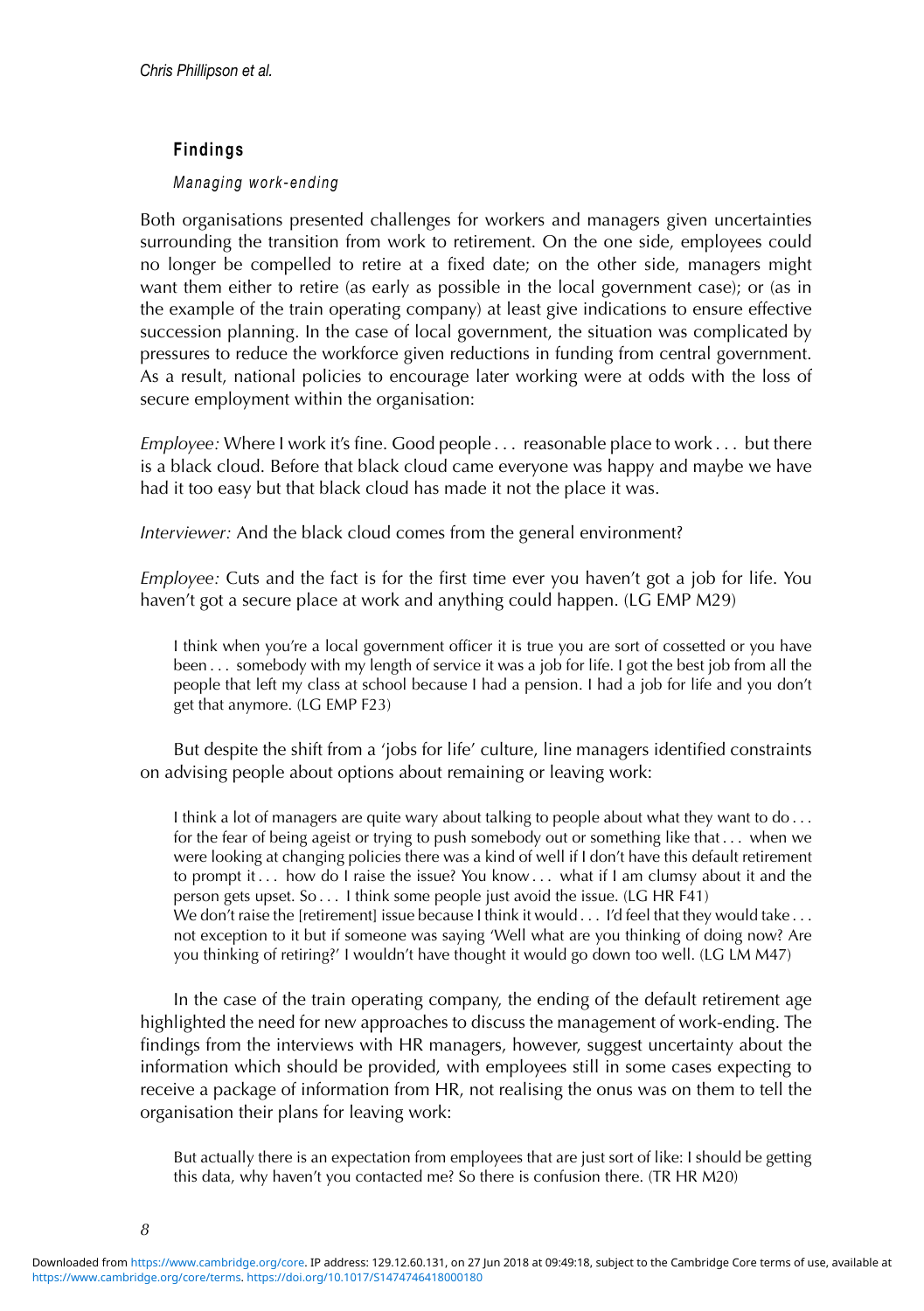## Findings

### *Managing work-ending*

Both organisations presented challenges for workers and managers given uncertainties surrounding the transition from work to retirement. On the one side, employees could no longer be compelled to retire at a fixed date; on the other side, managers might want them either to retire (as early as possible in the local government case); or (as in the example of the train operating company) at least give indications to ensure effective succession planning. In the case of local government, the situation was complicated by pressures to reduce the workforce given reductions in funding from central government. As a result, national policies to encourage later working were at odds with the loss of secure employment within the organisation:

*Employee:* Where I work it's fine. Good people . . . reasonable place to work . . . but there is a black cloud. Before that black cloud came everyone was happy and maybe we have had it too easy but that black cloud has made it not the place it was.

*Interviewer:* And the black cloud comes from the general environment?

*Employee:* Cuts and the fact is for the first time ever you haven't got a job for life. You haven't got a secure place at work and anything could happen. (LG EMP M29)

> I think when you're a local government officer it is true you are sort of cossetted or you have been . . . somebody with my length of service it was a job for life. I got the best job from all the people that left my class at school because I had a pension. I had a job for life and you don't get that anymore. (LG EMP F23)

But despite the shift from a 'jobs for life' culture, line managers identified constraints on advising people about options about remaining or leaving work:

> I think a lot of managers are quite wary about talking to people about what they want to do . . . for the fear of being ageist or trying to push somebody out or something like that . . . when we were looking at changing policies there was a kind of well if I don't have this default retirement to prompt it . . . how do I raise the issue? You know . . . what if I am clumsy about it and the person gets upset. So . . . I think some people just avoid the issue. (LG HR F41)
>
> We don't raise the [retirement] issue because I think it would . . . I'd feel that they would take . . . not exception to it but if someone was saying 'Well what are you thinking of doing now? Are you thinking of retiring?' I wouldn't have thought it would go down too well. (LG LM M47)

In the case of the train operating company, the ending of the default retirement age highlighted the need for new approaches to discuss the management of work-ending. The findings from the interviews with HR managers, however, suggest uncertainty about the information which should be provided, with employees still in some cases expecting to receive a package of information from HR, not realising the onus was on them to tell the organisation their plans for leaving work:

> But actually there is an expectation from employees that are just sort of like: I should be getting this data, why haven't you contacted me? So there is confusion there. (TR HR M20)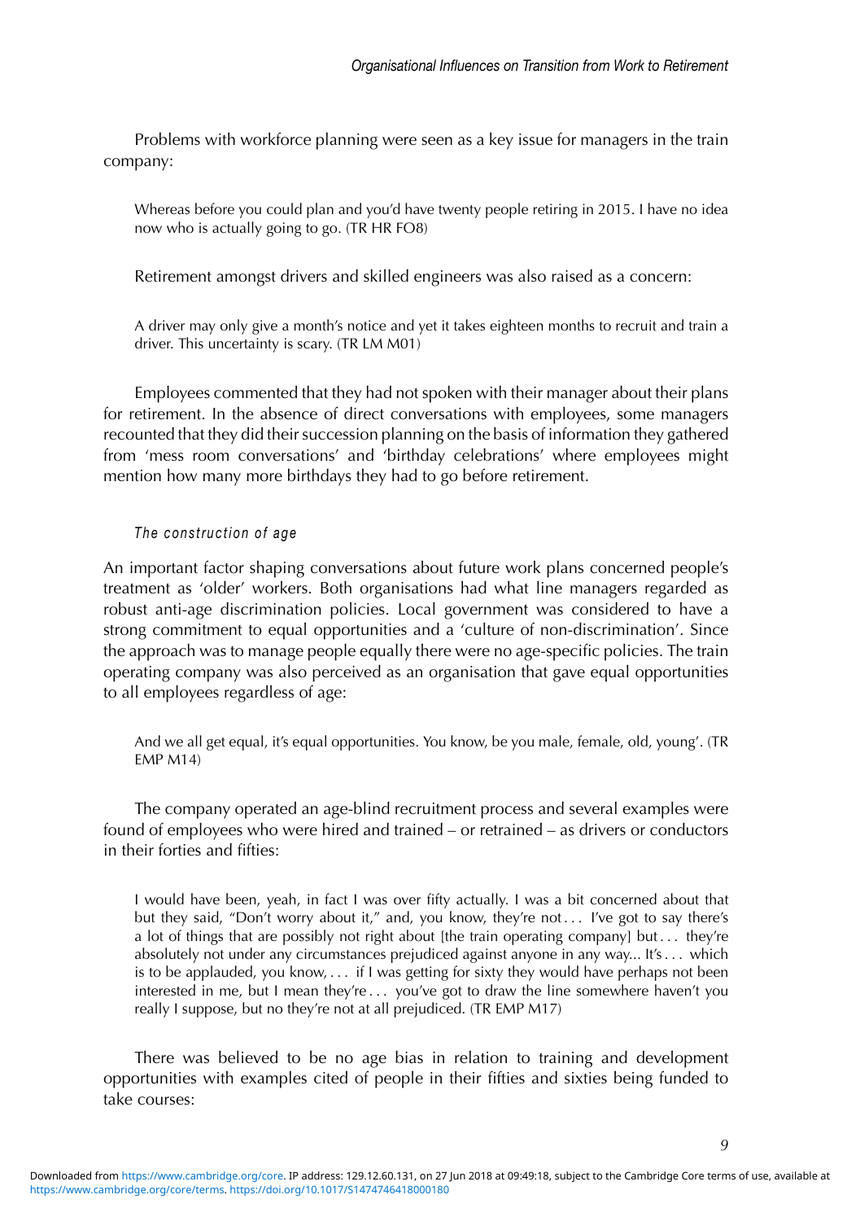Problems with workforce planning were seen as a key issue for managers in the train company:

> Whereas before you could plan and you'd have twenty people retiring in 2015. I have no idea now who is actually going to go. (TR HR FO8)

Retirement amongst drivers and skilled engineers was also raised as a concern:

> A driver may only give a month's notice and yet it takes eighteen months to recruit and train a driver. This uncertainty is scary. (TR LM M01)

Employees commented that they had not spoken with their manager about their plans for retirement. In the absence of direct conversations with employees, some managers recounted that they did their succession planning on the basis of information they gathered from 'mess room conversations' and 'birthday celebrations' where employees might mention how many more birthdays they had to go before retirement.

#### *The construction of age*

An important factor shaping conversations about future work plans concerned people's treatment as 'older' workers. Both organisations had what line managers regarded as robust anti-age discrimination policies. Local government was considered to have a strong commitment to equal opportunities and a 'culture of non-discrimination'. Since the approach was to manage people equally there were no age-specific policies. The train operating company was also perceived as an organisation that gave equal opportunities to all employees regardless of age:

> And we all get equal, it's equal opportunities. You know, be you male, female, old, young'. (TR EMP M14)

The company operated an age-blind recruitment process and several examples were found of employees who were hired and trained – or retrained – as drivers or conductors in their forties and fifties:

> I would have been, yeah, in fact I was over fifty actually. I was a bit concerned about that but they said, "Don't worry about it," and, you know, they're not . . . I've got to say there's a lot of things that are possibly not right about [the train operating company] but . . . they're absolutely not under any circumstances prejudiced against anyone in any way... It's . . . which is to be applauded, you know, . . . if I was getting for sixty they would have perhaps not been interested in me, but I mean they're . . . you've got to draw the line somewhere haven't you really I suppose, but no they're not at all prejudiced. (TR EMP M17)

There was believed to be no age bias in relation to training and development opportunities with examples cited of people in their fifties and sixties being funded to take courses: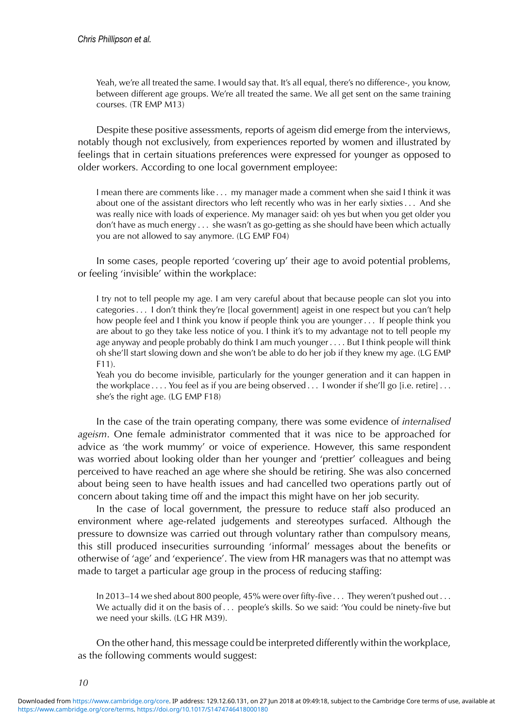> Yeah, we're all treated the same. I would say that. It's all equal, there's no difference-, you know, between different age groups. We're all treated the same. We all get sent on the same training courses. (TR EMP M13)

Despite these positive assessments, reports of ageism did emerge from the interviews, notably though not exclusively, from experiences reported by women and illustrated by feelings that in certain situations preferences were expressed for younger as opposed to older workers. According to one local government employee:

> I mean there are comments like . . . my manager made a comment when she said I think it was about one of the assistant directors who left recently who was in her early sixties . . . And she was really nice with loads of experience. My manager said: oh yes but when you get older you don't have as much energy . . . she wasn't as go-getting as she should have been which actually you are not allowed to say anymore. (LG EMP F04)

In some cases, people reported 'covering up' their age to avoid potential problems, or feeling 'invisible' within the workplace:

> I try not to tell people my age. I am very careful about that because people can slot you into categories . . . I don't think they're [local government] ageist in one respect but you can't help how people feel and I think you know if people think you are younger . . . If people think you are about to go they take less notice of you. I think it's to my advantage not to tell people my age anyway and people probably do think I am much younger . . . . But I think people will think oh she'll start slowing down and she won't be able to do her job if they knew my age. (LG EMP F11).
>
> Yeah you do become invisible, particularly for the younger generation and it can happen in the workplace . . . . You feel as if you are being observed . . . I wonder if she'll go [i.e. retire] . . . she's the right age. (LG EMP F18)

In the case of the train operating company, there was some evidence of *internalised ageism*. One female administrator commented that it was nice to be approached for advice as 'the work mummy' or voice of experience. However, this same respondent was worried about looking older than her younger and 'prettier' colleagues and being perceived to have reached an age where she should be retiring. She was also concerned about being seen to have health issues and had cancelled two operations partly out of concern about taking time off and the impact this might have on her job security.

In the case of local government, the pressure to reduce staff also produced an environment where age-related judgements and stereotypes surfaced. Although the pressure to downsize was carried out through voluntary rather than compulsory means, this still produced insecurities surrounding 'informal' messages about the benefits or otherwise of 'age' and 'experience'. The view from HR managers was that no attempt was made to target a particular age group in the process of reducing staffing:

> In 2013–14 we shed about 800 people, 45% were over fifty-five . . . They weren't pushed out . . . We actually did it on the basis of . . . people's skills. So we said: 'You could be ninety-five but we need your skills. (LG HR M39).

On the other hand, this message could be interpreted differently within the workplace, as the following comments would suggest: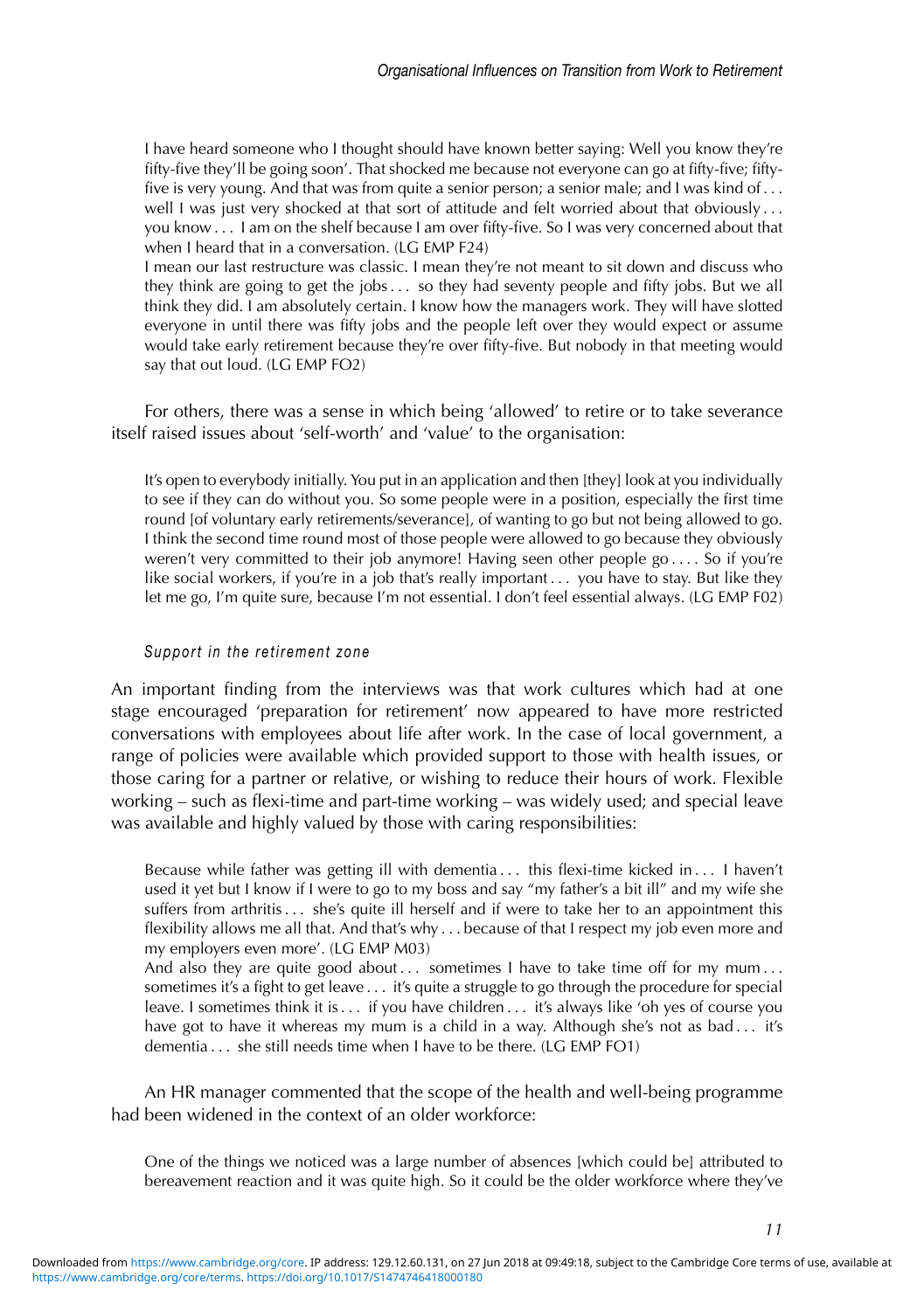I have heard someone who I thought should have known better saying: Well you know they're fifty-five they'll be going soon'. That shocked me because not everyone can go at fifty-five; fifty-five is very young. And that was from quite a senior person; a senior male; and I was kind of . . . well I was just very shocked at that sort of attitude and felt worried about that obviously . . . you know . . . I am on the shelf because I am over fifty-five. So I was very concerned about that when I heard that in a conversation. (LG EMP F24)

I mean our last restructure was classic. I mean they're not meant to sit down and discuss who they think are going to get the jobs . . . so they had seventy people and fifty jobs. But we all think they did. I am absolutely certain. I know how the managers work. They will have slotted everyone in until there was fifty jobs and the people left over they would expect or assume would take early retirement because they're over fifty-five. But nobody in that meeting would say that out loud. (LG EMP FO2)

For others, there was a sense in which being 'allowed' to retire or to take severance itself raised issues about 'self-worth' and 'value' to the organisation:

It's open to everybody initially. You put in an application and then [they] look at you individually to see if they can do without you. So some people were in a position, especially the first time round [of voluntary early retirements/severance], of wanting to go but not being allowed to go. I think the second time round most of those people were allowed to go because they obviously weren't very committed to their job anymore! Having seen other people go . . . . So if you're like social workers, if you're in a job that's really important . . . you have to stay. But like they let me go, I'm quite sure, because I'm not essential. I don't feel essential always. (LG EMP F02)

### *Support in the retirement zone*

An important finding from the interviews was that work cultures which had at one stage encouraged 'preparation for retirement' now appeared to have more restricted conversations with employees about life after work. In the case of local government, a range of policies were available which provided support to those with health issues, or those caring for a partner or relative, or wishing to reduce their hours of work. Flexible working – such as flexi-time and part-time working – was widely used; and special leave was available and highly valued by those with caring responsibilities:

Because while father was getting ill with dementia . . . this flexi-time kicked in . . . I haven't used it yet but I know if I were to go to my boss and say "my father's a bit ill" and my wife she suffers from arthritis . . . she's quite ill herself and if were to take her to an appointment this flexibility allows me all that. And that's why . . . because of that I respect my job even more and my employers even more'. (LG EMP M03)

And also they are quite good about . . . sometimes I have to take time off for my mum . . . sometimes it's a fight to get leave . . . it's quite a struggle to go through the procedure for special leave. I sometimes think it is . . . if you have children . . . it's always like 'oh yes of course you have got to have it whereas my mum is a child in a way. Although she's not as bad . . . it's dementia . . . she still needs time when I have to be there. (LG EMP FO1)

An HR manager commented that the scope of the health and well-being programme had been widened in the context of an older workforce:

One of the things we noticed was a large number of absences [which could be] attributed to bereavement reaction and it was quite high. So it could be the older workforce where they've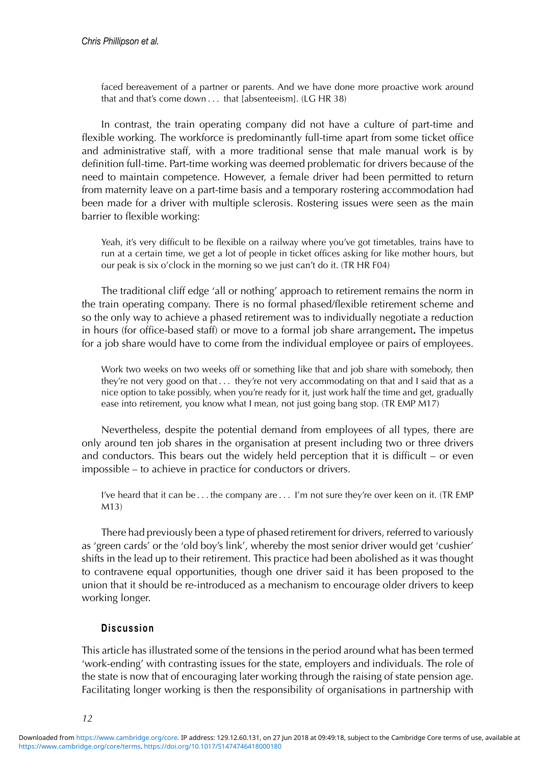faced bereavement of a partner or parents. And we have done more proactive work around that and that's come down . . . that [absenteeism]. (LG HR 38)

In contrast, the train operating company did not have a culture of part-time and flexible working. The workforce is predominantly full-time apart from some ticket office and administrative staff, with a more traditional sense that male manual work is by definition full-time. Part-time working was deemed problematic for drivers because of the need to maintain competence. However, a female driver had been permitted to return from maternity leave on a part-time basis and a temporary rostering accommodation had been made for a driver with multiple sclerosis. Rostering issues were seen as the main barrier to flexible working:

> Yeah, it's very difficult to be flexible on a railway where you've got timetables, trains have to run at a certain time, we get a lot of people in ticket offices asking for like mother hours, but our peak is six o'clock in the morning so we just can't do it. (TR HR F04)

The traditional cliff edge 'all or nothing' approach to retirement remains the norm in the train operating company. There is no formal phased/flexible retirement scheme and so the only way to achieve a phased retirement was to individually negotiate a reduction in hours (for office-based staff) or move to a formal job share arrangement**.** The impetus for a job share would have to come from the individual employee or pairs of employees.

> Work two weeks on two weeks off or something like that and job share with somebody, then they're not very good on that . . . they're not very accommodating on that and I said that as a nice option to take possibly, when you're ready for it, just work half the time and get, gradually ease into retirement, you know what I mean, not just going bang stop. (TR EMP M17)

Nevertheless, despite the potential demand from employees of all types, there are only around ten job shares in the organisation at present including two or three drivers and conductors. This bears out the widely held perception that it is difficult – or even impossible – to achieve in practice for conductors or drivers.

> I've heard that it can be . . . the company are . . . I'm not sure they're over keen on it. (TR EMP M13)

There had previously been a type of phased retirement for drivers, referred to variously as 'green cards' or the 'old boy's link', whereby the most senior driver would get 'cushier' shifts in the lead up to their retirement. This practice had been abolished as it was thought to contravene equal opportunities, though one driver said it has been proposed to the union that it should be re-introduced as a mechanism to encourage older drivers to keep working longer.

## Discussion

This article has illustrated some of the tensions in the period around what has been termed 'work-ending' with contrasting issues for the state, employers and individuals. The role of the state is now that of encouraging later working through the raising of state pension age. Facilitating longer working is then the responsibility of organisations in partnership with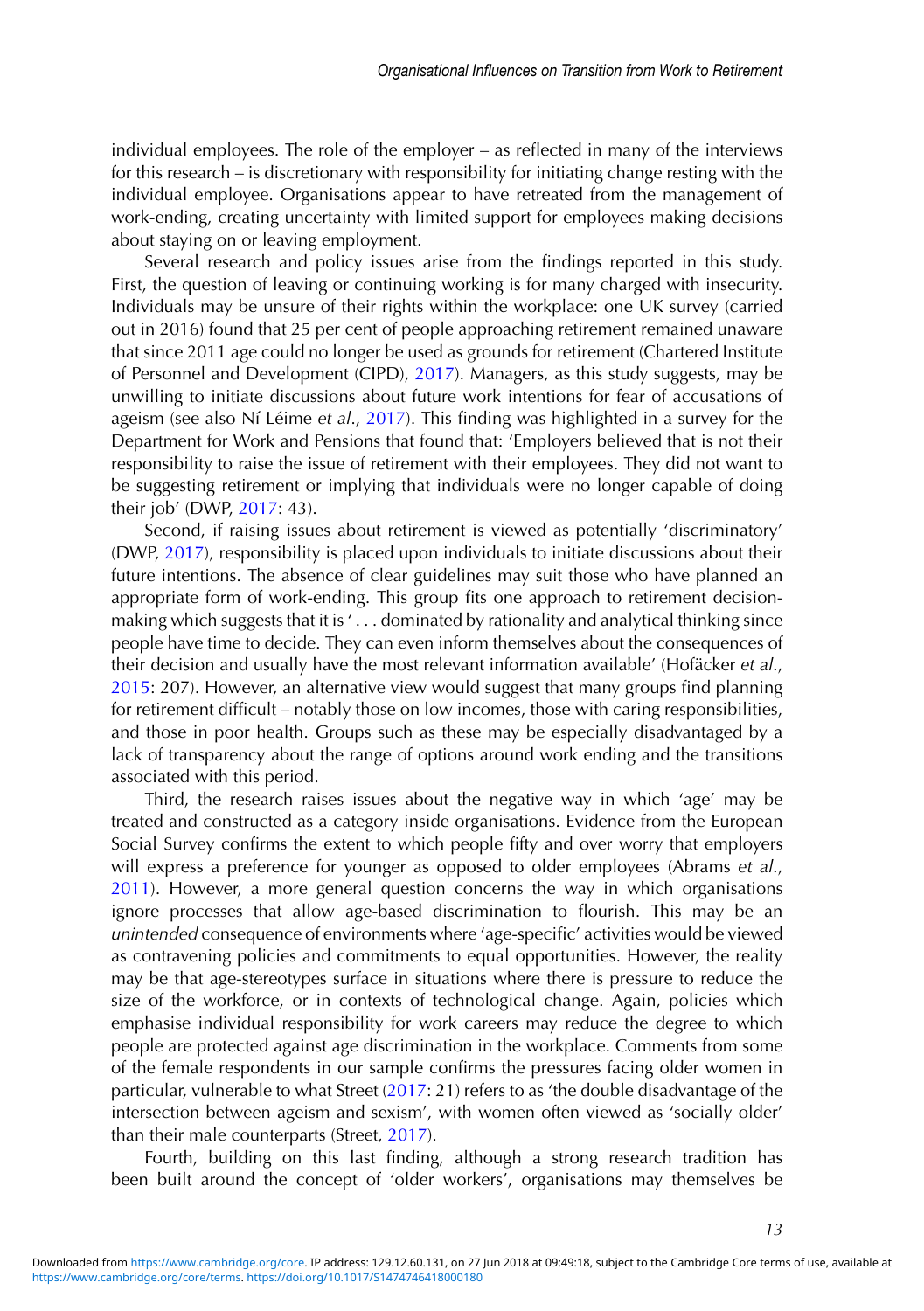individual employees. The role of the employer – as reflected in many of the interviews for this research – is discretionary with responsibility for initiating change resting with the individual employee. Organisations appear to have retreated from the management of work-ending, creating uncertainty with limited support for employees making decisions about staying on or leaving employment.

Several research and policy issues arise from the findings reported in this study. First, the question of leaving or continuing working is for many charged with insecurity. Individuals may be unsure of their rights within the workplace: one UK survey (carried out in 2016) found that 25 per cent of people approaching retirement remained unaware that since 2011 age could no longer be used as grounds for retirement (Chartered Institute of Personnel and Development (CIPD), 2017). Managers, as this study suggests, may be unwilling to initiate discussions about future work intentions for fear of accusations of ageism (see also Ní Léime *et al*., 2017). This finding was highlighted in a survey for the Department for Work and Pensions that found that: 'Employers believed that is not their responsibility to raise the issue of retirement with their employees. They did not want to be suggesting retirement or implying that individuals were no longer capable of doing their job' (DWP, 2017: 43).

Second, if raising issues about retirement is viewed as potentially 'discriminatory' (DWP, 2017), responsibility is placed upon individuals to initiate discussions about their future intentions. The absence of clear guidelines may suit those who have planned an appropriate form of work-ending. This group fits one approach to retirement decision-making which suggests that it is ' . . . dominated by rationality and analytical thinking since people have time to decide. They can even inform themselves about the consequences of their decision and usually have the most relevant information available' (Hofäcker *et al*., 2015: 207). However, an alternative view would suggest that many groups find planning for retirement difficult – notably those on low incomes, those with caring responsibilities, and those in poor health. Groups such as these may be especially disadvantaged by a lack of transparency about the range of options around work ending and the transitions associated with this period.

Third, the research raises issues about the negative way in which 'age' may be treated and constructed as a category inside organisations. Evidence from the European Social Survey confirms the extent to which people fifty and over worry that employers will express a preference for younger as opposed to older employees (Abrams *et al*., 2011). However, a more general question concerns the way in which organisations ignore processes that allow age-based discrimination to flourish. This may be an *unintended* consequence of environments where 'age-specific' activities would be viewed as contravening policies and commitments to equal opportunities. However, the reality may be that age-stereotypes surface in situations where there is pressure to reduce the size of the workforce, or in contexts of technological change. Again, policies which emphasise individual responsibility for work careers may reduce the degree to which people are protected against age discrimination in the workplace. Comments from some of the female respondents in our sample confirms the pressures facing older women in particular, vulnerable to what Street (2017: 21) refers to as 'the double disadvantage of the intersection between ageism and sexism', with women often viewed as 'socially older' than their male counterparts (Street, 2017).

Fourth, building on this last finding, although a strong research tradition has been built around the concept of 'older workers', organisations may themselves be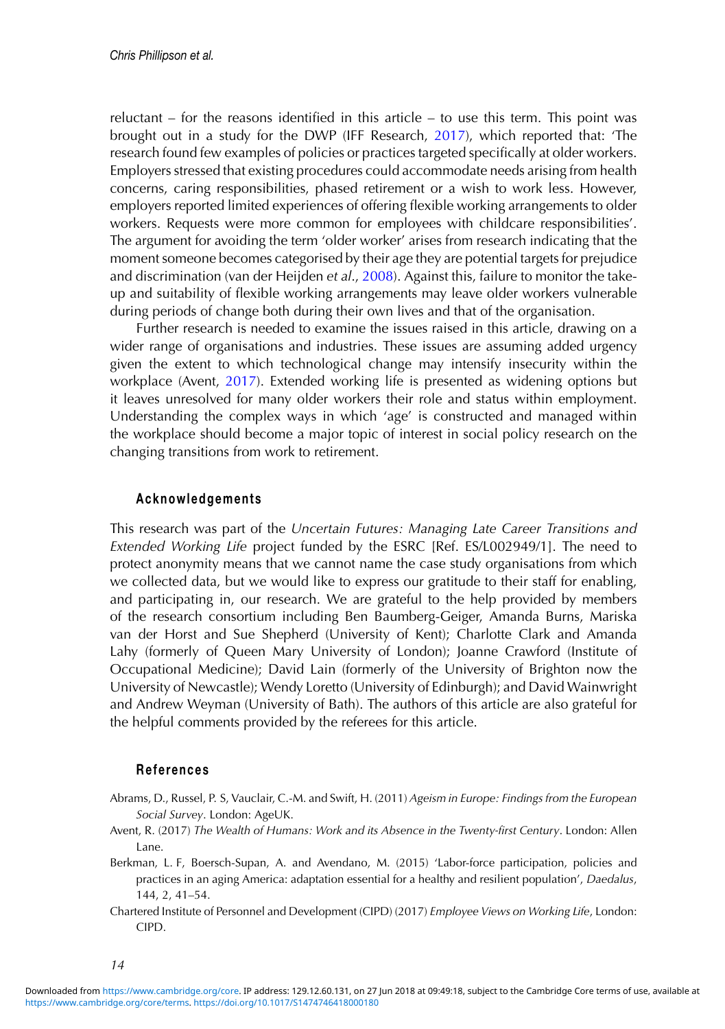reluctant – for the reasons identified in this article – to use this term. This point was brought out in a study for the DWP (IFF Research, 2017), which reported that: 'The research found few examples of policies or practices targeted specifically at older workers. Employers stressed that existing procedures could accommodate needs arising from health concerns, caring responsibilities, phased retirement or a wish to work less. However, employers reported limited experiences of offering flexible working arrangements to older workers. Requests were more common for employees with childcare responsibilities'. The argument for avoiding the term 'older worker' arises from research indicating that the moment someone becomes categorised by their age they are potential targets for prejudice and discrimination (van der Heijden *et al*., 2008). Against this, failure to monitor the take-up and suitability of flexible working arrangements may leave older workers vulnerable during periods of change both during their own lives and that of the organisation.

Further research is needed to examine the issues raised in this article, drawing on a wider range of organisations and industries. These issues are assuming added urgency given the extent to which technological change may intensify insecurity within the workplace (Avent, 2017). Extended working life is presented as widening options but it leaves unresolved for many older workers their role and status within employment. Understanding the complex ways in which 'age' is constructed and managed within the workplace should become a major topic of interest in social policy research on the changing transitions from work to retirement.

## Acknowledgements

This research was part of the *Uncertain Futures: Managing Late Career Transitions and Extended Working Life* project funded by the ESRC [Ref. ES/L002949/1]. The need to protect anonymity means that we cannot name the case study organisations from which we collected data, but we would like to express our gratitude to their staff for enabling, and participating in, our research. We are grateful to the help provided by members of the research consortium including Ben Baumberg-Geiger, Amanda Burns, Mariska van der Horst and Sue Shepherd (University of Kent); Charlotte Clark and Amanda Lahy (formerly of Queen Mary University of London); Joanne Crawford (Institute of Occupational Medicine); David Lain (formerly of the University of Brighton now the University of Newcastle); Wendy Loretto (University of Edinburgh); and David Wainwright and Andrew Weyman (University of Bath). The authors of this article are also grateful for the helpful comments provided by the referees for this article.

## References

Abrams, D., Russel, P. S, Vauclair, C.-M. and Swift, H. (2011) *Ageism in Europe: Findings from the European Social Survey*. London: AgeUK.

Avent, R. (2017) *The Wealth of Humans: Work and its Absence in the Twenty-first Century*. London: Allen Lane.

Berkman, L. F, Boersch-Supan, A. and Avendano, M. (2015) 'Labor-force participation, policies and practices in an aging America: adaptation essential for a healthy and resilient population', *Daedalus*, 144, 2, 41–54.

Chartered Institute of Personnel and Development (CIPD) (2017) *Employee Views on Working Life*, London: CIPD.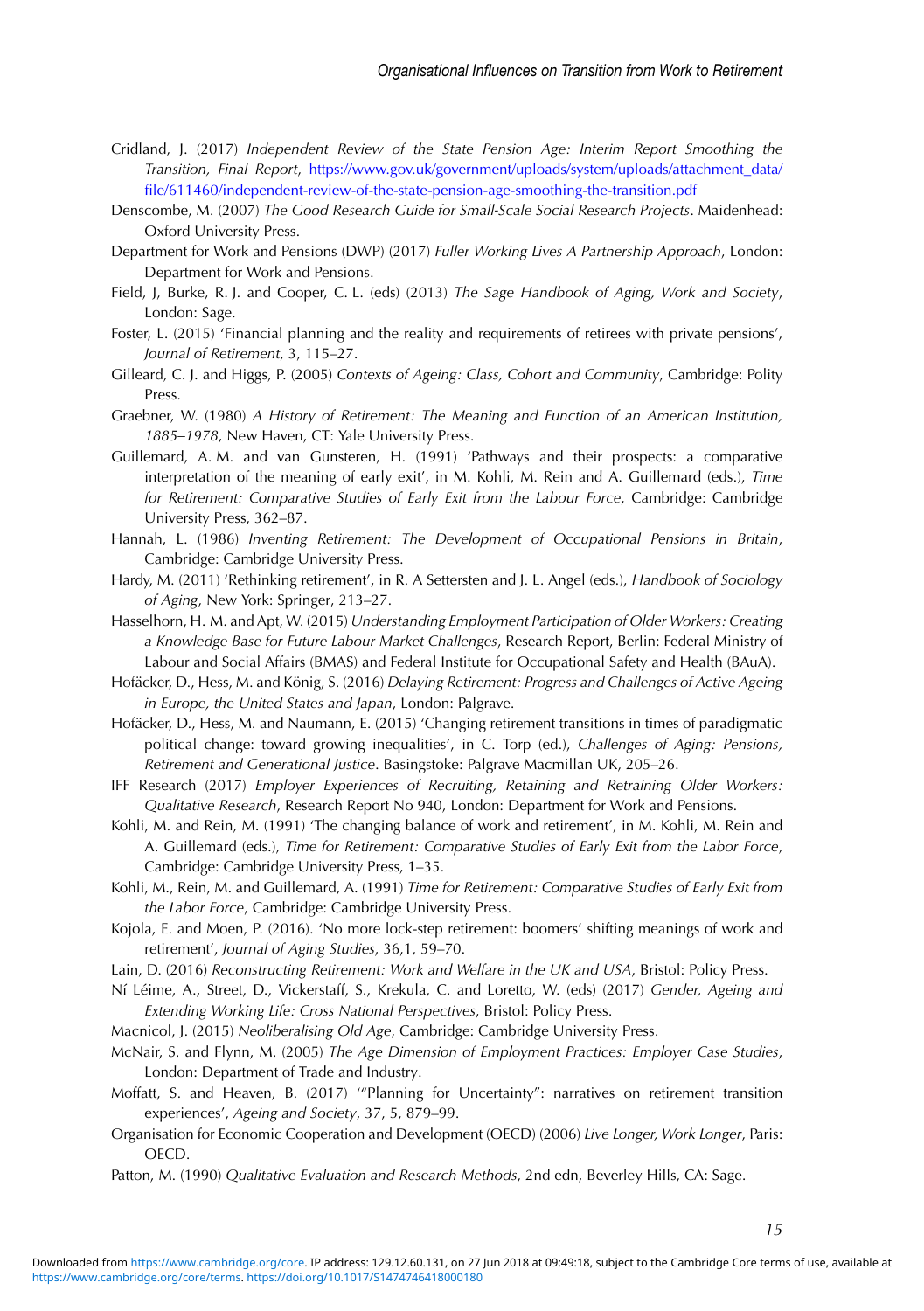Cridland, J. (2017) *Independent Review of the State Pension Age: Interim Report Smoothing the Transition, Final Report*, https://www.gov.uk/government/uploads/system/uploads/attachment_data/file/611460/independent-review-of-the-state-pension-age-smoothing-the-transition.pdf

Denscombe, M. (2007) *The Good Research Guide for Small-Scale Social Research Projects*. Maidenhead: Oxford University Press.

Department for Work and Pensions (DWP) (2017) *Fuller Working Lives A Partnership Approach*, London: Department for Work and Pensions.

Field, J, Burke, R. J. and Cooper, C. L. (eds) (2013) *The Sage Handbook of Aging, Work and Society*, London: Sage.

Foster, L. (2015) 'Financial planning and the reality and requirements of retirees with private pensions', *Journal of Retirement*, 3, 115–27.

Gilleard, C. J. and Higgs, P. (2005) *Contexts of Ageing: Class, Cohort and Community*, Cambridge: Polity Press.

Graebner, W. (1980) *A History of Retirement: The Meaning and Function of an American Institution, 1885–1978*, New Haven, CT: Yale University Press.

Guillemard, A. M. and van Gunsteren, H. (1991) 'Pathways and their prospects: a comparative interpretation of the meaning of early exit', in M. Kohli, M. Rein and A. Guillemard (eds.), *Time for Retirement: Comparative Studies of Early Exit from the Labour Force*, Cambridge: Cambridge University Press, 362–87.

Hannah, L. (1986) *Inventing Retirement: The Development of Occupational Pensions in Britain*, Cambridge: Cambridge University Press.

Hardy, M. (2011) 'Rethinking retirement', in R. A Settersten and J. L. Angel (eds.), *Handbook of Sociology of Aging*, New York: Springer, 213–27.

Hasselhorn, H. M. and Apt, W. (2015) *Understanding Employment Participation of Older Workers: Creating a Knowledge Base for Future Labour Market Challenges*, Research Report, Berlin: Federal Ministry of Labour and Social Affairs (BMAS) and Federal Institute for Occupational Safety and Health (BAuA).

Hofäcker, D., Hess, M. and König, S. (2016) *Delaying Retirement: Progress and Challenges of Active Ageing in Europe, the United States and Japan*, London: Palgrave.

Hofäcker, D., Hess, M. and Naumann, E. (2015) 'Changing retirement transitions in times of paradigmatic political change: toward growing inequalities', in C. Torp (ed.), *Challenges of Aging: Pensions, Retirement and Generational Justice*. Basingstoke: Palgrave Macmillan UK, 205–26.

IFF Research (2017) *Employer Experiences of Recruiting, Retaining and Retraining Older Workers: Qualitative Research*, Research Report No 940, London: Department for Work and Pensions.

Kohli, M. and Rein, M. (1991) 'The changing balance of work and retirement', in M. Kohli, M. Rein and A. Guillemard (eds.), *Time for Retirement: Comparative Studies of Early Exit from the Labor Force*, Cambridge: Cambridge University Press, 1–35.

Kohli, M., Rein, M. and Guillemard, A. (1991) *Time for Retirement: Comparative Studies of Early Exit from the Labor Force*, Cambridge: Cambridge University Press.

Kojola, E. and Moen, P. (2016). 'No more lock-step retirement: boomers' shifting meanings of work and retirement', *Journal of Aging Studies*, 36,1, 59–70.

Lain, D. (2016) *Reconstructing Retirement: Work and Welfare in the UK and USA*, Bristol: Policy Press.

Ní Léime, A., Street, D., Vickerstaff, S., Krekula, C. and Loretto, W. (eds) (2017) *Gender, Ageing and Extending Working Life: Cross National Perspectives*, Bristol: Policy Press.

Macnicol, J. (2015) *Neoliberalising Old Age*, Cambridge: Cambridge University Press.

McNair, S. and Flynn, M. (2005) *The Age Dimension of Employment Practices: Employer Case Studies*, London: Department of Trade and Industry.

Moffatt, S. and Heaven, B. (2017) '"Planning for Uncertainty": narratives on retirement transition experiences', *Ageing and Society*, 37, 5, 879–99.

Organisation for Economic Cooperation and Development (OECD) (2006) *Live Longer, Work Longer*, Paris: OECD.

Patton, M. (1990) *Qualitative Evaluation and Research Methods*, 2nd edn, Beverley Hills, CA: Sage.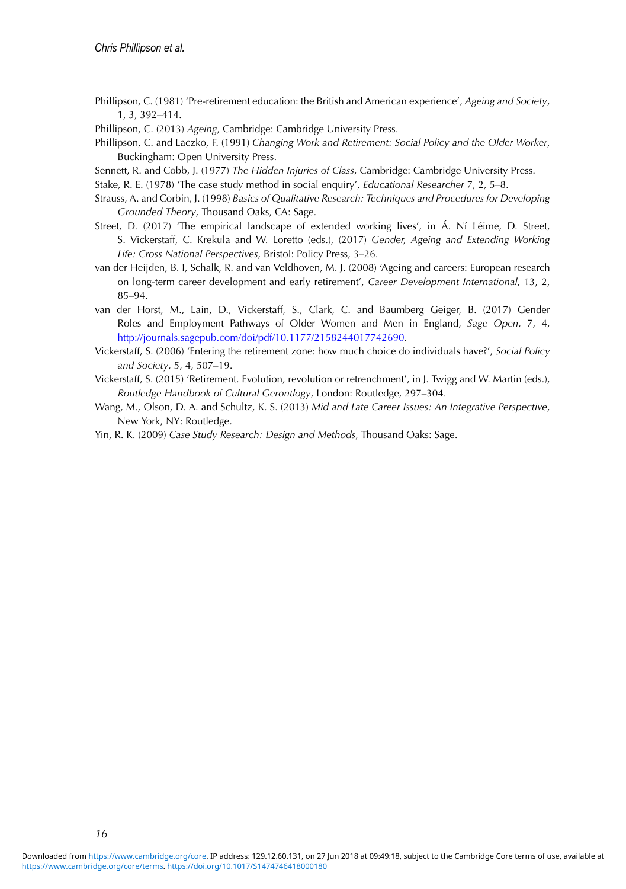Phillipson, C. (1981) 'Pre-retirement education: the British and American experience', *Ageing and Society*, 1, 3, 392–414.

Phillipson, C. (2013) *Ageing*, Cambridge: Cambridge University Press.

Phillipson, C. and Laczko, F. (1991) *Changing Work and Retirement: Social Policy and the Older Worker*, Buckingham: Open University Press.

Sennett, R. and Cobb, J. (1977) *The Hidden Injuries of Class*, Cambridge: Cambridge University Press.

Stake, R. E. (1978) 'The case study method in social enquiry', *Educational Researcher* 7, 2, 5–8.

Strauss, A. and Corbin, J. (1998) *Basics of Qualitative Research: Techniques and Procedures for Developing Grounded Theory*, Thousand Oaks, CA: Sage.

Street, D. (2017) 'The empirical landscape of extended working lives', in Á. Ní Léime, D. Street, S. Vickerstaff, C. Krekula and W. Loretto (eds.), (2017) *Gender, Ageing and Extending Working Life: Cross National Perspectives*, Bristol: Policy Press, 3–26.

van der Heijden, B. I, Schalk, R. and van Veldhoven, M. J. (2008) 'Ageing and careers: European research on long-term career development and early retirement', *Career Development International*, 13, 2, 85–94.

van der Horst, M., Lain, D., Vickerstaff, S., Clark, C. and Baumberg Geiger, B. (2017) Gender Roles and Employment Pathways of Older Women and Men in England, *Sage Open*, 7, 4, http://journals.sagepub.com/doi/pdf/10.1177/2158244017742690.

Vickerstaff, S. (2006) 'Entering the retirement zone: how much choice do individuals have?', *Social Policy and Society*, 5, 4, 507–19.

Vickerstaff, S. (2015) 'Retirement. Evolution, revolution or retrenchment', in J. Twigg and W. Martin (eds.), *Routledge Handbook of Cultural Gerontlogy*, London: Routledge, 297–304.

Wang, M., Olson, D. A. and Schultz, K. S. (2013) *Mid and Late Career Issues: An Integrative Perspective*, New York, NY: Routledge.

Yin, R. K. (2009) *Case Study Research: Design and Methods*, Thousand Oaks: Sage.